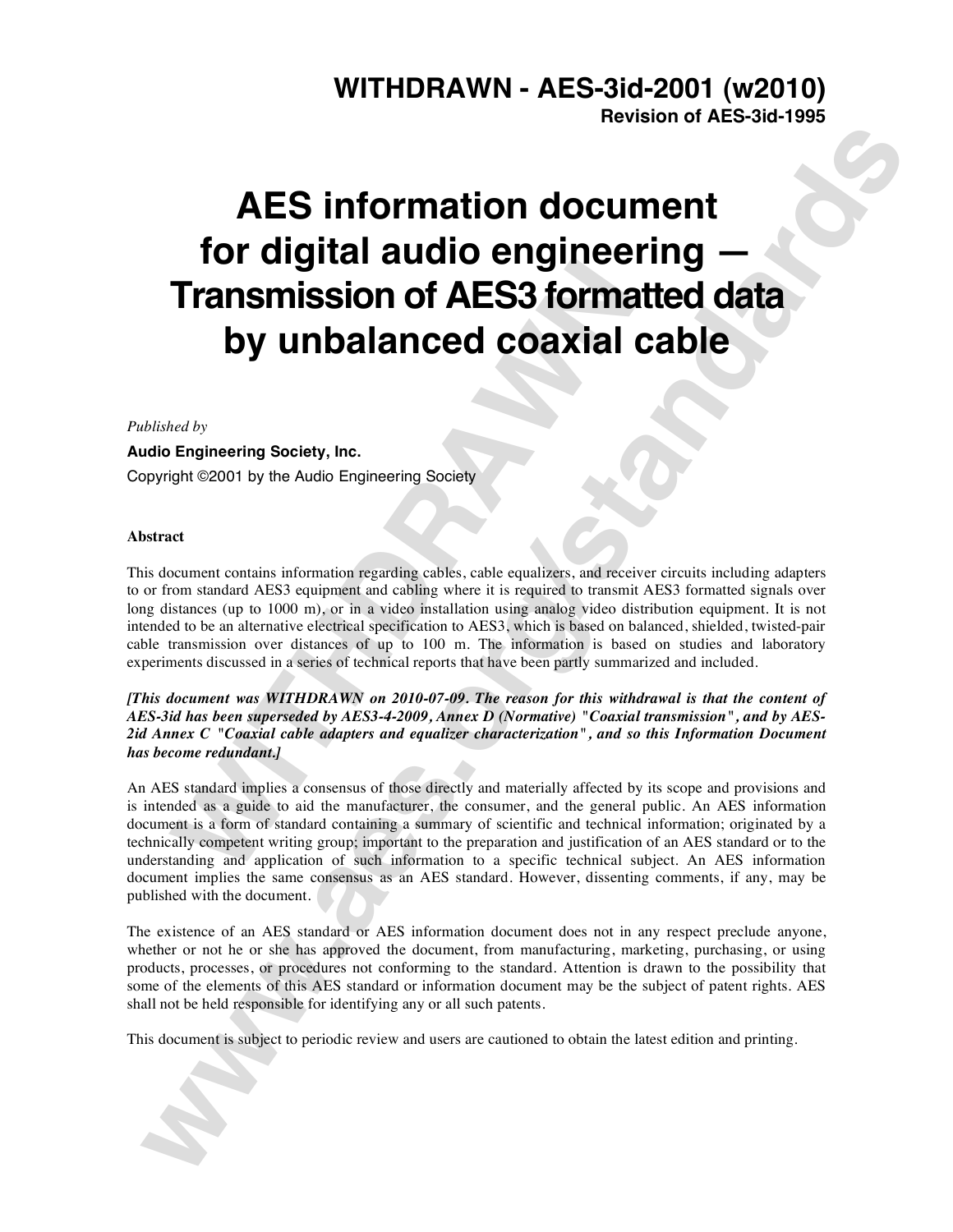**WITHDRAWN - AES-3id-2001 (w2010)**
**Revision of AES-3id-1995**

# AES information document for digital audio engineering — Transmission of AES3 formatted data by unbalanced coaxial cable

*Published by*

**Audio Engineering Society, Inc.**

Copyright ©2001 by the Audio Engineering Society

**Abstract**

This document contains information regarding cables, cable equalizers, and receiver circuits including adapters to or from standard AES3 equipment and cabling where it is required to transmit AES3 formatted signals over long distances (up to 1000 m), or in a video installation using analog video distribution equipment. It is not intended to be an alternative electrical specification to AES3, which is based on balanced, shielded, twisted-pair cable transmission over distances of up to 100 m. The information is based on studies and laboratory experiments discussed in a series of technical reports that have been partly summarized and included.

***[This document was WITHDRAWN on 2010-07-09. The reason for this withdrawal is that the content of AES-3id has been superseded by AES3-4-2009, Annex D (Normative) "Coaxial transmission", and by AES-2id Annex C "Coaxial cable adapters and equalizer characterization", and so this Information Document has become redundant.]***

An AES standard implies a consensus of those directly and materially affected by its scope and provisions and is intended as a guide to aid the manufacturer, the consumer, and the general public. An AES information document is a form of standard containing a summary of scientific and technical information; originated by a technically competent writing group; important to the preparation and justification of an AES standard or to the understanding and application of such information to a specific technical subject. An AES information document implies the same consensus as an AES standard. However, dissenting comments, if any, may be published with the document.

The existence of an AES standard or AES information document does not in any respect preclude anyone, whether or not he or she has approved the document, from manufacturing, marketing, purchasing, or using products, processes, or procedures not conforming to the standard. Attention is drawn to the possibility that some of the elements of this AES standard or information document may be the subject of patent rights. AES shall not be held responsible for identifying any or all such patents.

This document is subject to periodic review and users are cautioned to obtain the latest edition and printing.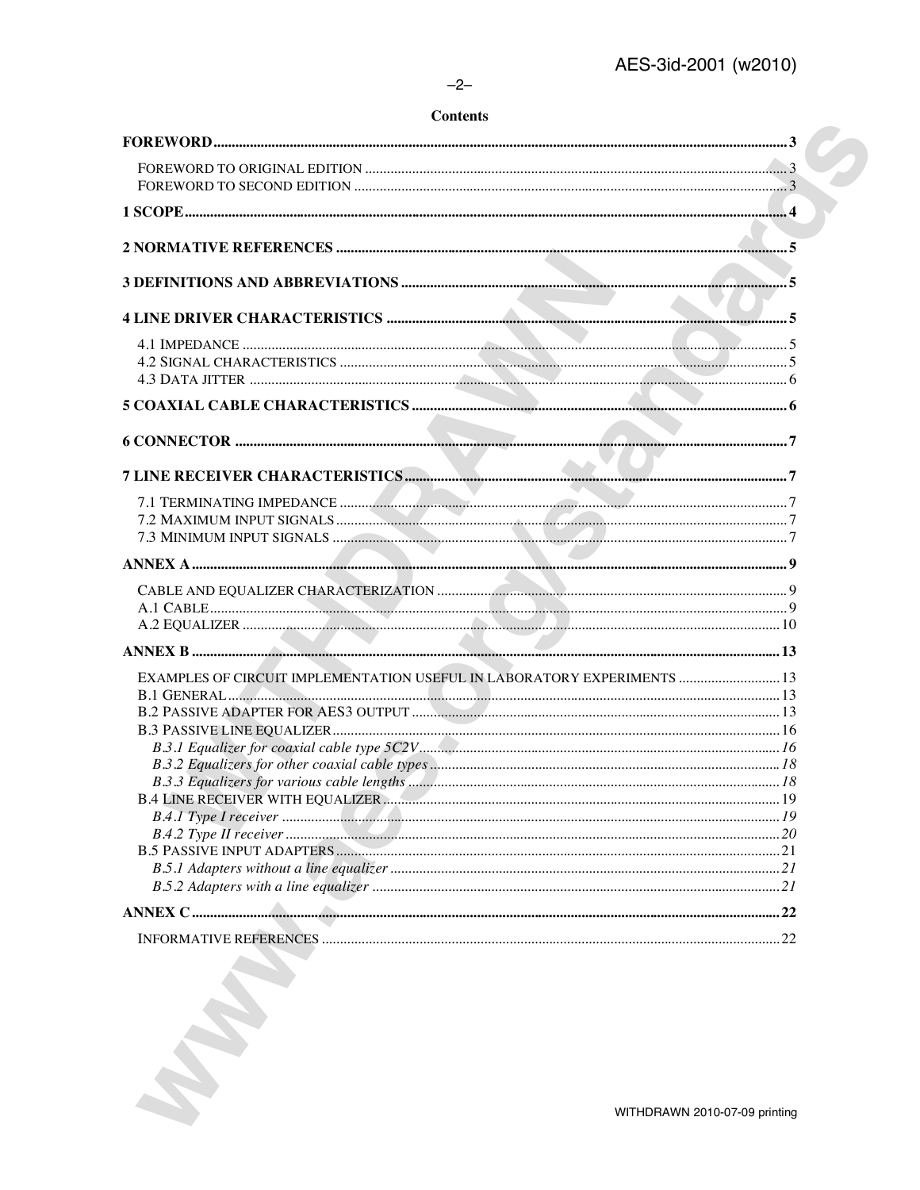# Contents

FOREWORD ..... 3

- FOREWORD TO ORIGINAL EDITION ..... 3
- FOREWORD TO SECOND EDITION ..... 3

1 SCOPE ..... 4

2 NORMATIVE REFERENCES ..... 5

3 DEFINITIONS AND ABBREVIATIONS ..... 5

4 LINE DRIVER CHARACTERISTICS ..... 5

- 4.1 IMPEDANCE ..... 5
- 4.2 SIGNAL CHARACTERISTICS ..... 5
- 4.3 DATA JITTER ..... 6

5 COAXIAL CABLE CHARACTERISTICS ..... 6

6 CONNECTOR ..... 7

7 LINE RECEIVER CHARACTERISTICS ..... 7

- 7.1 TERMINATING IMPEDANCE ..... 7
- 7.2 MAXIMUM INPUT SIGNALS ..... 7
- 7.3 MINIMUM INPUT SIGNALS ..... 7

ANNEX A ..... 9

- CABLE AND EQUALIZER CHARACTERIZATION ..... 9
- A.1 CABLE ..... 9
- A.2 EQUALIZER ..... 10

ANNEX B ..... 13

- EXAMPLES OF CIRCUIT IMPLEMENTATION USEFUL IN LABORATORY EXPERIMENTS ..... 13
- B.1 GENERAL ..... 13
- B.2 PASSIVE ADAPTER FOR AES3 OUTPUT ..... 13
- B.3 PASSIVE LINE EQUALIZER ..... 16
  - *B.3.1 Equalizer for coaxial cable type 5C2V* ..... 16
  - *B.3.2 Equalizers for other coaxial cable types* ..... 18
  - *B.3.3 Equalizers for various cable lengths* ..... 18
- B.4 LINE RECEIVER WITH EQUALIZER ..... 19
  - *B.4.1 Type I receiver* ..... 19
  - *B.4.2 Type II receiver* ..... 20
- B.5 PASSIVE INPUT ADAPTERS ..... 21
  - *B.5.1 Adapters without a line equalizer* ..... 21
  - *B.5.2 Adapters with a line equalizer* ..... 21

ANNEX C ..... 22

- INFORMATIVE REFERENCES ..... 22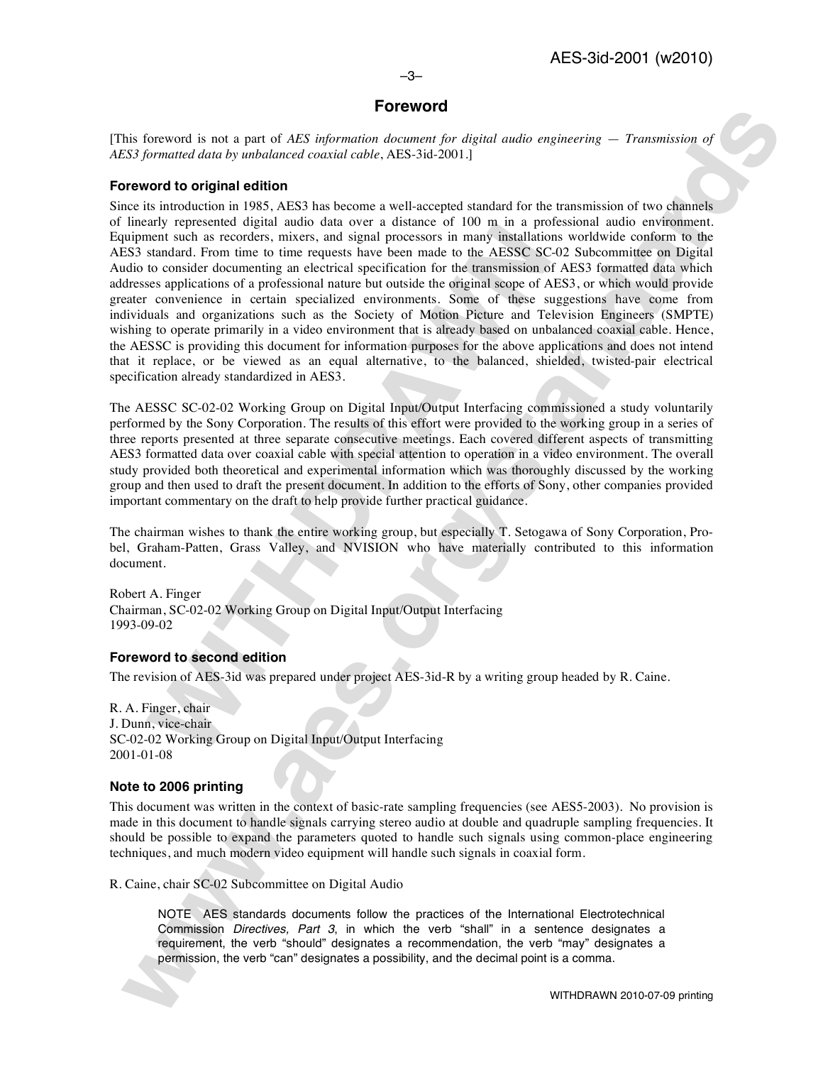# Foreword

[This foreword is not a part of *AES information document for digital audio engineering — Transmission of AES3 formatted data by unbalanced coaxial cable*, AES-3id-2001.]

### Foreword to original edition

Since its introduction in 1985, AES3 has become a well-accepted standard for the transmission of two channels of linearly represented digital audio data over a distance of 100 m in a professional audio environment. Equipment such as recorders, mixers, and signal processors in many installations worldwide conform to the AES3 standard. From time to time requests have been made to the AESSC SC-02 Subcommittee on Digital Audio to consider documenting an electrical specification for the transmission of AES3 formatted data which addresses applications of a professional nature but outside the original scope of AES3, or which would provide greater convenience in certain specialized environments. Some of these suggestions have come from individuals and organizations such as the Society of Motion Picture and Television Engineers (SMPTE) wishing to operate primarily in a video environment that is already based on unbalanced coaxial cable. Hence, the AESSC is providing this document for information purposes for the above applications and does not intend that it replace, or be viewed as an equal alternative, to the balanced, shielded, twisted-pair electrical specification already standardized in AES3.

The AESSC SC-02-02 Working Group on Digital Input/Output Interfacing commissioned a study voluntarily performed by the Sony Corporation. The results of this effort were provided to the working group in a series of three reports presented at three separate consecutive meetings. Each covered different aspects of transmitting AES3 formatted data over coaxial cable with special attention to operation in a video environment. The overall study provided both theoretical and experimental information which was thoroughly discussed by the working group and then used to draft the present document. In addition to the efforts of Sony, other companies provided important commentary on the draft to help provide further practical guidance.

The chairman wishes to thank the entire working group, but especially T. Setogawa of Sony Corporation, Pro-bel, Graham-Patten, Grass Valley, and NVISION who have materially contributed to this information document.

Robert A. Finger
Chairman, SC-02-02 Working Group on Digital Input/Output Interfacing
1993-09-02

### Foreword to second edition

The revision of AES-3id was prepared under project AES-3id-R by a writing group headed by R. Caine.

R. A. Finger, chair
J. Dunn, vice-chair
SC-02-02 Working Group on Digital Input/Output Interfacing
2001-01-08

### Note to 2006 printing

This document was written in the context of basic-rate sampling frequencies (see AES5-2003). No provision is made in this document to handle signals carrying stereo audio at double and quadruple sampling frequencies. It should be possible to expand the parameters quoted to handle such signals using common-place engineering techniques, and much modern video equipment will handle such signals in coaxial form.

R. Caine, chair SC-02 Subcommittee on Digital Audio

> NOTE AES standards documents follow the practices of the International Electrotechnical Commission *Directives, Part 3*, in which the verb "shall" in a sentence designates a requirement, the verb "should" designates a recommendation, the verb "may" designates a permission, the verb "can" designates a possibility, and the decimal point is a comma.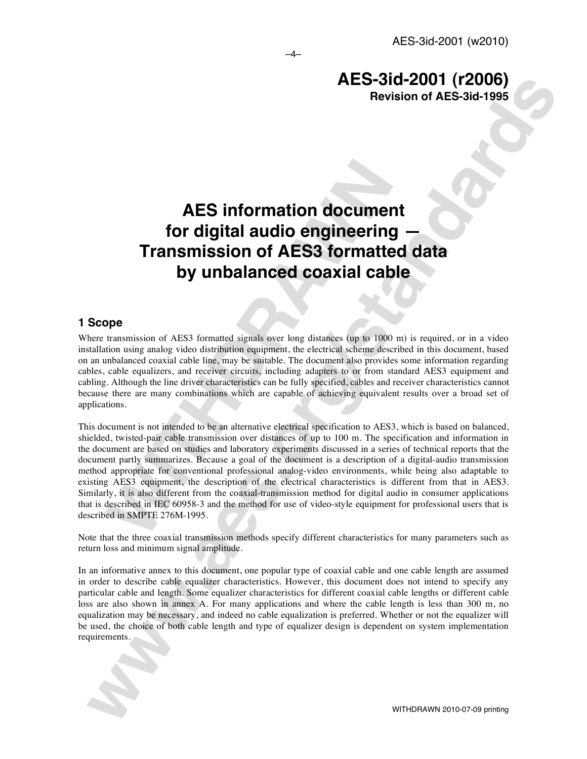# AES-3id-2001 (r2006)

**Revision of AES-3id-1995**

# AES information document for digital audio engineering — Transmission of AES3 formatted data by unbalanced coaxial cable

## 1 Scope

Where transmission of AES3 formatted signals over long distances (up to 1000 m) is required, or in a video installation using analog video distribution equipment, the electrical scheme described in this document, based on an unbalanced coaxial cable line, may be suitable. The document also provides some information regarding cables, cable equalizers, and receiver circuits, including adapters to or from standard AES3 equipment and cabling. Although the line driver characteristics can be fully specified, cables and receiver characteristics cannot because there are many combinations which are capable of achieving equivalent results over a broad set of applications.

This document is not intended to be an alternative electrical specification to AES3, which is based on balanced, shielded, twisted-pair cable transmission over distances of up to 100 m. The specification and information in the document are based on studies and laboratory experiments discussed in a series of technical reports that the document partly summarizes. Because a goal of the document is a description of a digital-audio transmission method appropriate for conventional professional analog-video environments, while being also adaptable to existing AES3 equipment, the description of the electrical characteristics is different from that in AES3. Similarly, it is also different from the coaxial-transmission method for digital audio in consumer applications that is described in IEC 60958-3 and the method for use of video-style equipment for professional users that is described in SMPTE 276M-1995.

Note that the three coaxial transmission methods specify different characteristics for many parameters such as return loss and minimum signal amplitude.

In an informative annex to this document, one popular type of coaxial cable and one cable length are assumed in order to describe cable equalizer characteristics. However, this document does not intend to specify any particular cable and length. Some equalizer characteristics for different coaxial cable lengths or different cable loss are also shown in annex A. For many applications and where the cable length is less than 300 m, no equalization may be necessary, and indeed no cable equalization is preferred. Whether or not the equalizer will be used, the choice of both cable length and type of equalizer design is dependent on system implementation requirements.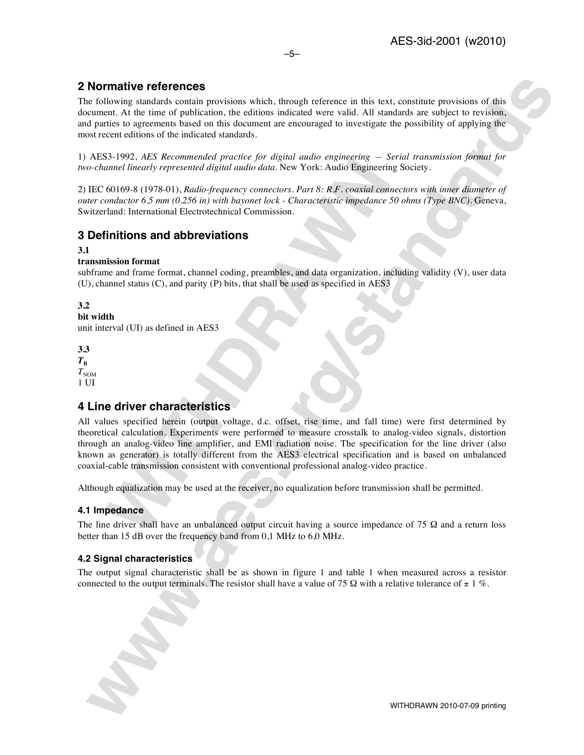## 2 Normative references

The following standards contain provisions which, through reference in this text, constitute provisions of this document. At the time of publication, the editions indicated were valid. All standards are subject to revision, and parties to agreements based on this document are encouraged to investigate the possibility of applying the most recent editions of the indicated standards.

1) AES3-1992, *AES Recommended practice for digital audio engineering — Serial transmission format for two-channel linearly represented digital audio data*. New York: Audio Engineering Society.

2) IEC 60169-8 (1978-01), *Radio-frequency connectors. Part 8: R.F. coaxial connectors with inner diameter of outer conductor 6.5 mm (0.256 in) with bayonet lock - Characteristic impedance 50 ohms (Type BNC)*. Geneva, Switzerland: International Electrotechnical Commission.

## 3 Definitions and abbreviations

**3.1**

**transmission format**

subframe and frame format, channel coding, preambles, and data organization, including validity (V), user data (U), channel status (C), and parity (P) bits, that shall be used as specified in AES3

**3.2**

**bit width**

unit interval (UI) as defined in AES3

**3.3**

$\boldsymbol{T}_{\mathbf{B}}$

$T_{\mathrm{NOM}}$

1 UI

## 4 Line driver characteristics

All values specified herein (output voltage, d.c. offset, rise time, and fall time) were first determined by theoretical calculation. Experiments were performed to measure crosstalk to analog-video signals, distortion through an analog-video line amplifier, and EMI radiation noise. The specification for the line driver (also known as generator) is totally different from the AES3 electrical specification and is based on unbalanced coaxial-cable transmission consistent with conventional professional analog-video practice.

Although equalization may be used at the receiver, no equalization before transmission shall be permitted.

### 4.1 Impedance

The line driver shall have an unbalanced output circuit having a source impedance of 75 Ω and a return loss better than 15 dB over the frequency band from 0,1 MHz to 6,0 MHz.

### 4.2 Signal characteristics

The output signal characteristic shall be as shown in figure 1 and table 1 when measured across a resistor connected to the output terminals. The resistor shall have a value of 75 Ω with a relative tolerance of ± 1 %.